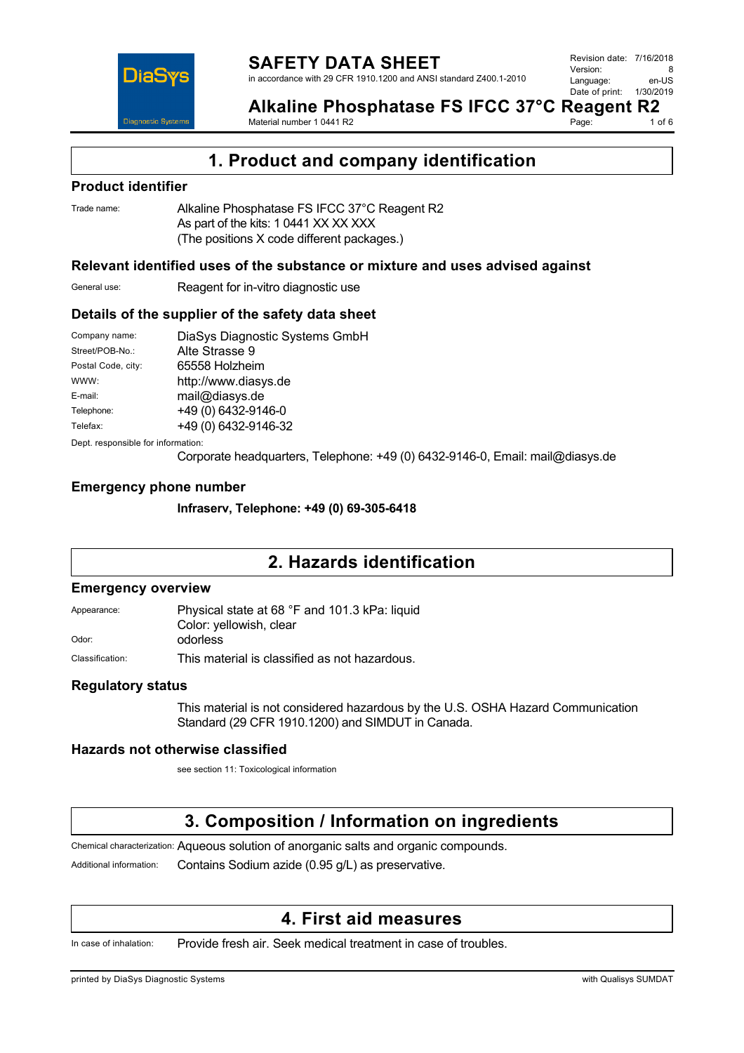# SAFETY DATA SHEET

in accordance with 29 CFR 1910.1200 and ANSI standard Z400.1-2010

Revision date: 7/16/2018
Version: 8
Language: en-US
Date of print: 1/30/2019

## Alkaline Phosphatase FS IFCC 37°C Reagent R2

Material number 1 0441 R2

## 1. Product and company identification

### Product identifier

Trade name: Alkaline Phosphatase FS IFCC 37°C Reagent R2
As part of the kits: 1 0441 XX XX XXX
(The positions X code different packages.)

### Relevant identified uses of the substance or mixture and uses advised against

General use: Reagent for in-vitro diagnostic use

### Details of the supplier of the safety data sheet

| | |
|---|---|
| Company name: | DiaSys Diagnostic Systems GmbH |
| Street/POB-No.: | Alte Strasse 9 |
| Postal Code, city: | 65558 Holzheim |
| WWW: | http://www.diasys.de |
| E-mail: | mail@diasys.de |
| Telephone: | +49 (0) 6432-9146-0 |
| Telefax: | +49 (0) 6432-9146-32 |

Dept. responsible for information:
Corporate headquarters, Telephone: +49 (0) 6432-9146-0, Email: mail@diasys.de

### Emergency phone number

**Infraserv, Telephone: +49 (0) 69-305-6418**

## 2. Hazards identification

### Emergency overview

Appearance: Physical state at 68 °F and 101.3 kPa: liquid
Color: yellowish, clear

Odor: odorless

Classification: This material is classified as not hazardous.

### Regulatory status

This material is not considered hazardous by the U.S. OSHA Hazard Communication Standard (29 CFR 1910.1200) and SIMDUT in Canada.

### Hazards not otherwise classified

see section 11: Toxicological information

## 3. Composition / Information on ingredients

Chemical characterization: Aqueous solution of anorganic salts and organic compounds.

Additional information: Contains Sodium azide (0.95 g/L) as preservative.

## 4. First aid measures

In case of inhalation: Provide fresh air. Seek medical treatment in case of troubles.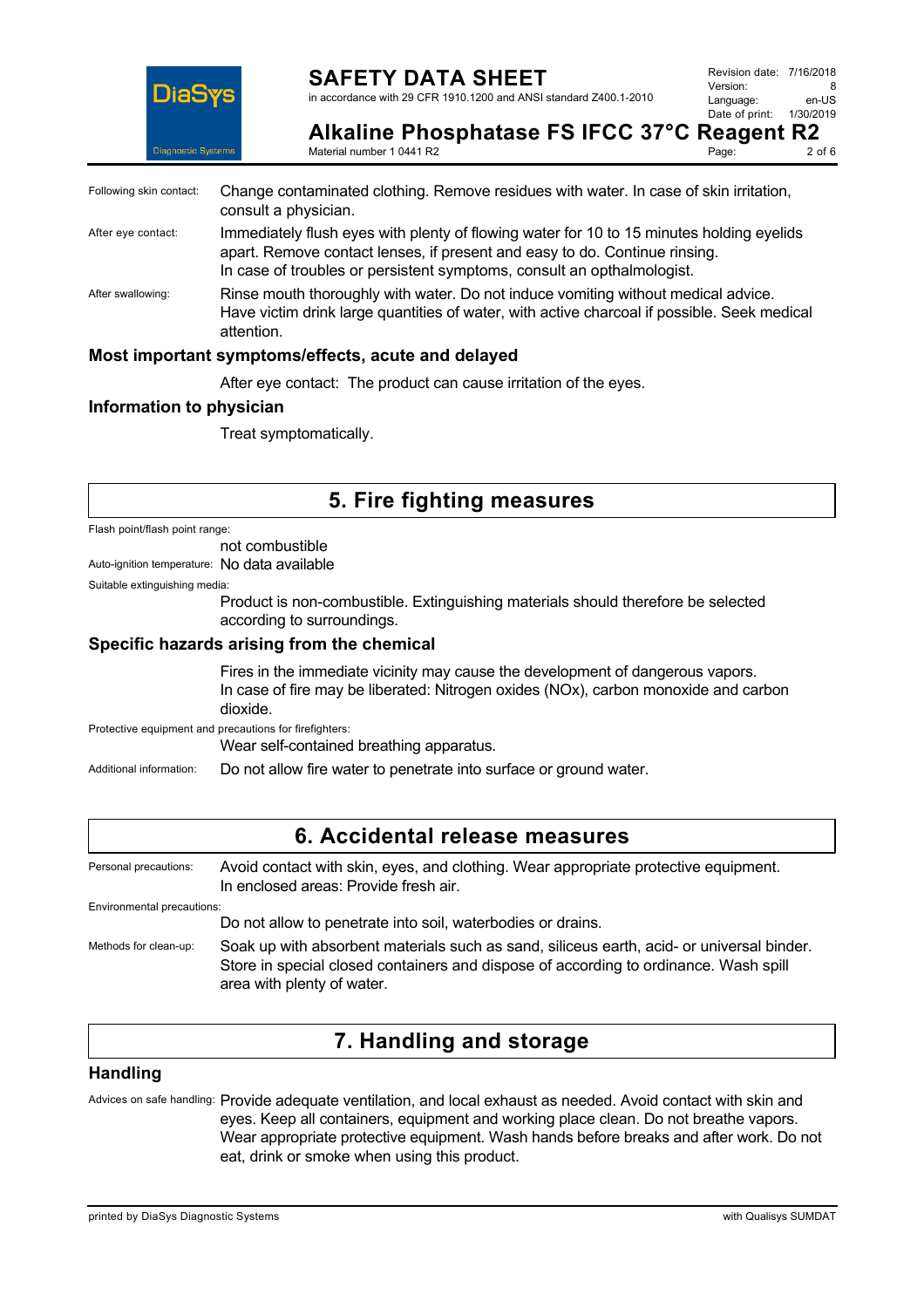Following skin contact: Change contaminated clothing. Remove residues with water. In case of skin irritation, consult a physician.

After eye contact: Immediately flush eyes with plenty of flowing water for 10 to 15 minutes holding eyelids apart. Remove contact lenses, if present and easy to do. Continue rinsing. In case of troubles or persistent symptoms, consult an opthalmologist.

After swallowing: Rinse mouth thoroughly with water. Do not induce vomiting without medical advice. Have victim drink large quantities of water, with active charcoal if possible. Seek medical attention.

### Most important symptoms/effects, acute and delayed

After eye contact: The product can cause irritation of the eyes.

### Information to physician

Treat symptomatically.

## 5. Fire fighting measures

Flash point/flash point range:

not combustible

Auto-ignition temperature: No data available

Suitable extinguishing media:

Product is non-combustible. Extinguishing materials should therefore be selected according to surroundings.

### Specific hazards arising from the chemical

Fires in the immediate vicinity may cause the development of dangerous vapors. In case of fire may be liberated: Nitrogen oxides (NOx), carbon monoxide and carbon dioxide.

Protective equipment and precautions for firefighters:

Wear self-contained breathing apparatus.

Additional information: Do not allow fire water to penetrate into surface or ground water.

## 6. Accidental release measures

Personal precautions: Avoid contact with skin, eyes, and clothing. Wear appropriate protective equipment. In enclosed areas: Provide fresh air.

Environmental precautions:

Do not allow to penetrate into soil, waterbodies or drains.

Methods for clean-up: Soak up with absorbent materials such as sand, siliceus earth, acid- or universal binder. Store in special closed containers and dispose of according to ordinance. Wash spill area with plenty of water.

## 7. Handling and storage

### Handling

Advices on safe handling: Provide adequate ventilation, and local exhaust as needed. Avoid contact with skin and eyes. Keep all containers, equipment and working place clean. Do not breathe vapors. Wear appropriate protective equipment. Wash hands before breaks and after work. Do not eat, drink or smoke when using this product.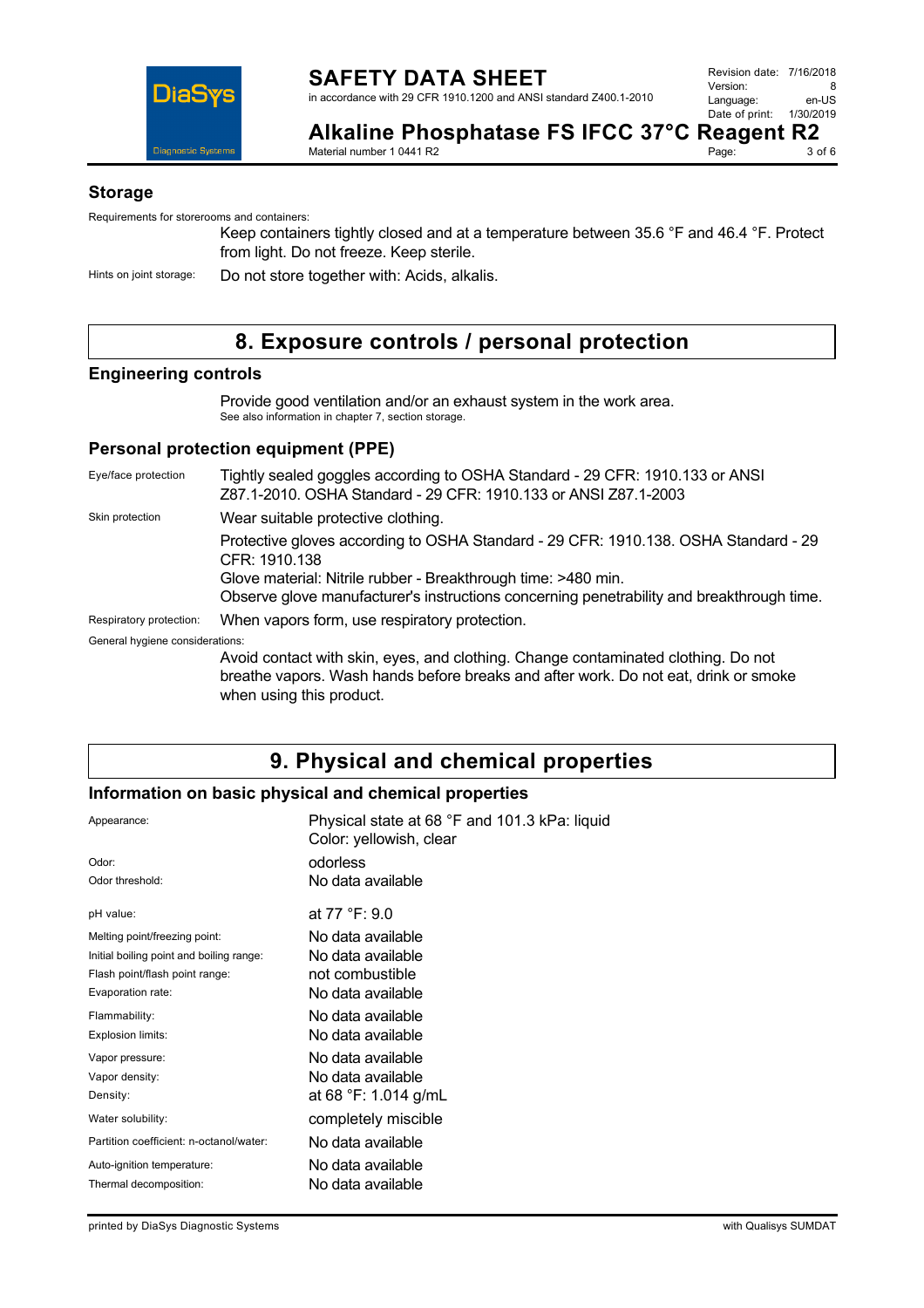### Storage

Requirements for storerooms and containers:

Keep containers tightly closed and at a temperature between 35.6 °F and 46.4 °F. Protect from light. Do not freeze. Keep sterile.

Hints on joint storage: Do not store together with: Acids, alkalis.

## 8. Exposure controls / personal protection

### Engineering controls

Provide good ventilation and/or an exhaust system in the work area.
See also information in chapter 7, section storage.

### Personal protection equipment (PPE)

| | |
|---|---|
| Eye/face protection | Tightly sealed goggles according to OSHA Standard - 29 CFR: 1910.133 or ANSI Z87.1-2010. OSHA Standard - 29 CFR: 1910.133 or ANSI Z87.1-2003 |
| Skin protection | Wear suitable protective clothing. |
| | Protective gloves according to OSHA Standard - 29 CFR: 1910.138. OSHA Standard - 29 CFR: 1910.138<br>Glove material: Nitrile rubber - Breakthrough time: >480 min.<br>Observe glove manufacturer's instructions concerning penetrability and breakthrough time. |
| Respiratory protection: | When vapors form, use respiratory protection. |

General hygiene considerations:

Avoid contact with skin, eyes, and clothing. Change contaminated clothing. Do not breathe vapors. Wash hands before breaks and after work. Do not eat, drink or smoke when using this product.

## 9. Physical and chemical properties

### Information on basic physical and chemical properties

| | |
|---|---|
| Appearance: | Physical state at 68 °F and 101.3 kPa: liquid<br>Color: yellowish, clear |
| Odor: | odorless |
| Odor threshold: | No data available |
| pH value: | at 77 °F: 9.0 |
| Melting point/freezing point: | No data available |
| Initial boiling point and boiling range: | No data available |
| Flash point/flash point range: | not combustible |
| Evaporation rate: | No data available |
| Flammability: | No data available |
| Explosion limits: | No data available |
| Vapor pressure: | No data available |
| Vapor density: | No data available |
| Density: | at 68 °F: 1.014 g/mL |
| Water solubility: | completely miscible |
| Partition coefficient: n-octanol/water: | No data available |
| Auto-ignition temperature: | No data available |
| Thermal decomposition: | No data available |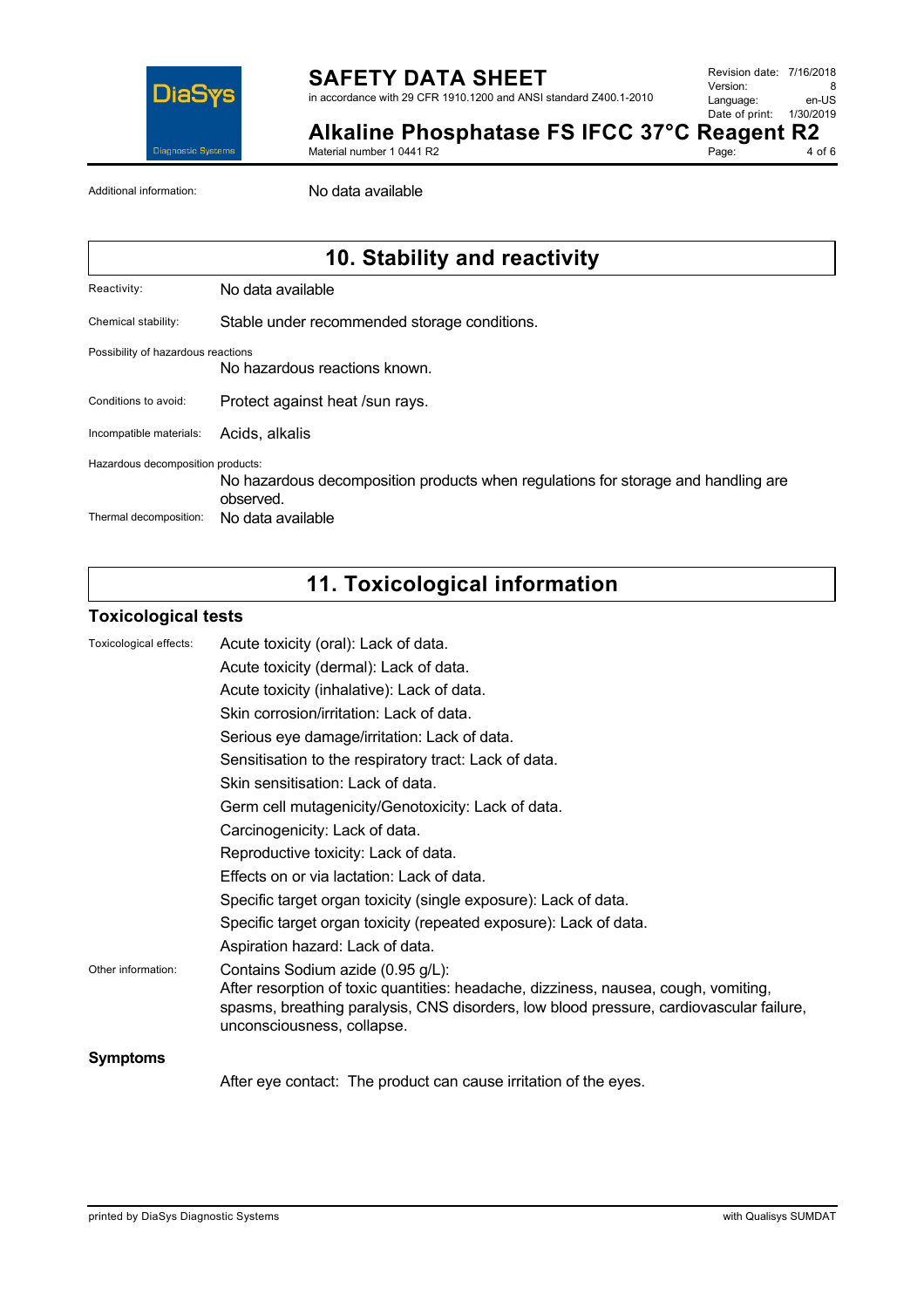Additional information: No data available

## 10. Stability and reactivity

Reactivity: No data available

Chemical stability: Stable under recommended storage conditions.

Possibility of hazardous reactions
No hazardous reactions known.

Conditions to avoid: Protect against heat /sun rays.

Incompatible materials: Acids, alkalis

Hazardous decomposition products:
No hazardous decomposition products when regulations for storage and handling are observed.

Thermal decomposition: No data available

## 11. Toxicological information

### Toxicological tests

Toxicological effects:

Acute toxicity (oral): Lack of data.

Acute toxicity (dermal): Lack of data.

Acute toxicity (inhalative): Lack of data.

Skin corrosion/irritation: Lack of data.

Serious eye damage/irritation: Lack of data.

Sensitisation to the respiratory tract: Lack of data.

Skin sensitisation: Lack of data.

Germ cell mutagenicity/Genotoxicity: Lack of data.

Carcinogenicity: Lack of data.

Reproductive toxicity: Lack of data.

Effects on or via lactation: Lack of data.

Specific target organ toxicity (single exposure): Lack of data.

Specific target organ toxicity (repeated exposure): Lack of data.

Aspiration hazard: Lack of data.

Other information: Contains Sodium azide (0.95 g/L):
After resorption of toxic quantities: headache, dizziness, nausea, cough, vomiting, spasms, breathing paralysis, CNS disorders, low blood pressure, cardiovascular failure, unconsciousness, collapse.

### Symptoms

After eye contact: The product can cause irritation of the eyes.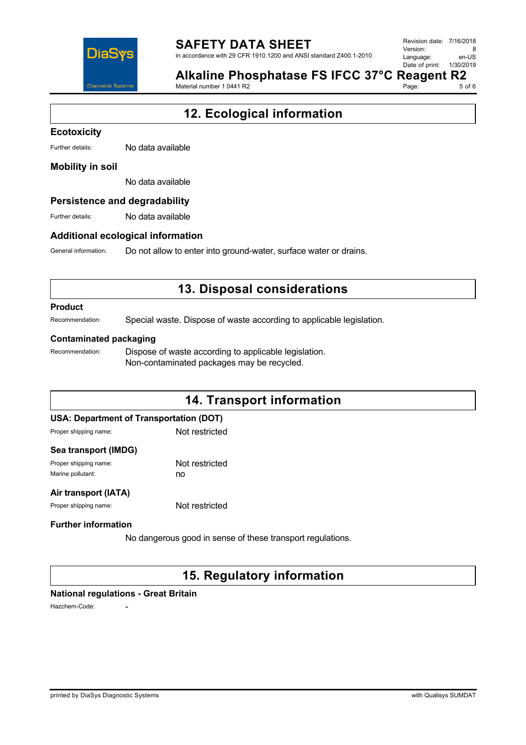## 12. Ecological information

### Ecotoxicity

Further details: No data available

### Mobility in soil

No data available

### Persistence and degradability

Further details: No data available

### Additional ecological information

General information: Do not allow to enter into ground-water, surface water or drains.

## 13. Disposal considerations

### Product

Recommendation: Special waste. Dispose of waste according to applicable legislation.

### Contaminated packaging

Recommendation: Dispose of waste according to applicable legislation.
Non-contaminated packages may be recycled.

## 14. Transport information

### USA: Department of Transportation (DOT)

Proper shipping name: Not restricted

### Sea transport (IMDG)

Proper shipping name: Not restricted
Marine pollutant: no

### Air transport (IATA)

Proper shipping name: Not restricted

### Further information

No dangerous good in sense of these transport regulations.

## 15. Regulatory information

### National regulations - Great Britain

Hazchem-Code: -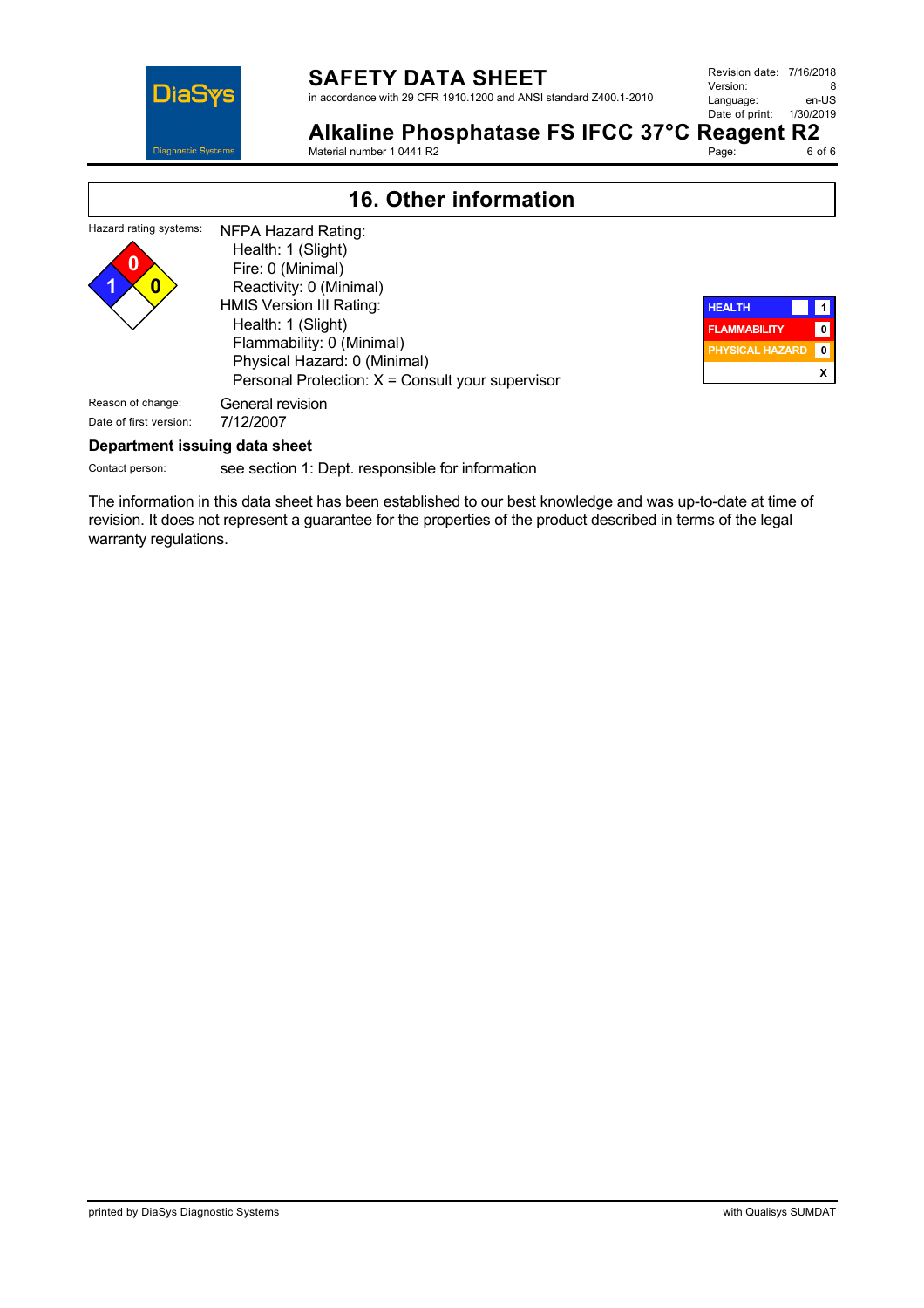# 16. Other information

Hazard rating systems:

NFPA Hazard Rating:
- Health: 1 (Slight)
- Fire: 0 (Minimal)
- Reactivity: 0 (Minimal)

HMIS Version III Rating:
- Health: 1 (Slight)
- Flammability: 0 (Minimal)
- Physical Hazard: 0 (Minimal)
- Personal Protection: X = Consult your supervisor

| | |
|---|---|
| HEALTH | 1 |
| FLAMMABILITY | 0 |
| PHYSICAL HAZARD | 0 |
| | X |

Reason of change: General revision

Date of first version: 7/12/2007

### Department issuing data sheet

Contact person: see section 1: Dept. responsible for information

The information in this data sheet has been established to our best knowledge and was up-to-date at time of revision. It does not represent a guarantee for the properties of the product described in terms of the legal warranty regulations.